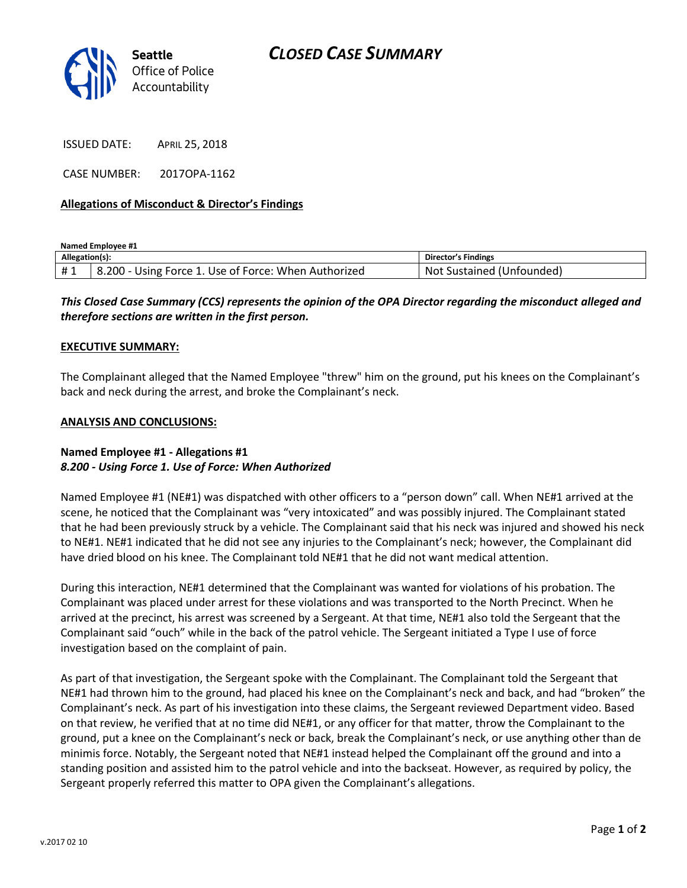Seattle Office of Police Accountability

# CLOSED CASE SUMMARY

ISSUED DATE: APRIL 25, 2018

CASE NUMBER: 2017OPA-1162

**Allegations of Misconduct & Director's Findings**

**Named Employee #1**

| Allegation(s): | | Director's Findings |
|---|---|---|
| # 1 | 8.200 - Using Force 1. Use of Force: When Authorized | Not Sustained (Unfounded) |

***This Closed Case Summary (CCS) represents the opinion of the OPA Director regarding the misconduct alleged and therefore sections are written in the first person.***

**EXECUTIVE SUMMARY:**

The Complainant alleged that the Named Employee "threw" him on the ground, put his knees on the Complainant's back and neck during the arrest, and broke the Complainant's neck.

**ANALYSIS AND CONCLUSIONS:**

**Named Employee #1 - Allegations #1**
***8.200 - Using Force 1. Use of Force: When Authorized***

Named Employee #1 (NE#1) was dispatched with other officers to a "person down" call. When NE#1 arrived at the scene, he noticed that the Complainant was "very intoxicated" and was possibly injured. The Complainant stated that he had been previously struck by a vehicle. The Complainant said that his neck was injured and showed his neck to NE#1. NE#1 indicated that he did not see any injuries to the Complainant's neck; however, the Complainant did have dried blood on his knee. The Complainant told NE#1 that he did not want medical attention.

During this interaction, NE#1 determined that the Complainant was wanted for violations of his probation. The Complainant was placed under arrest for these violations and was transported to the North Precinct. When he arrived at the precinct, his arrest was screened by a Sergeant. At that time, NE#1 also told the Sergeant that the Complainant said "ouch" while in the back of the patrol vehicle. The Sergeant initiated a Type I use of force investigation based on the complaint of pain.

As part of that investigation, the Sergeant spoke with the Complainant. The Complainant told the Sergeant that NE#1 had thrown him to the ground, had placed his knee on the Complainant's neck and back, and had "broken" the Complainant's neck. As part of his investigation into these claims, the Sergeant reviewed Department video. Based on that review, he verified that at no time did NE#1, or any officer for that matter, throw the Complainant to the ground, put a knee on the Complainant's neck or back, break the Complainant's neck, or use anything other than de minimis force. Notably, the Sergeant noted that NE#1 instead helped the Complainant off the ground and into a standing position and assisted him to the patrol vehicle and into the backseat. However, as required by policy, the Sergeant properly referred this matter to OPA given the Complainant's allegations.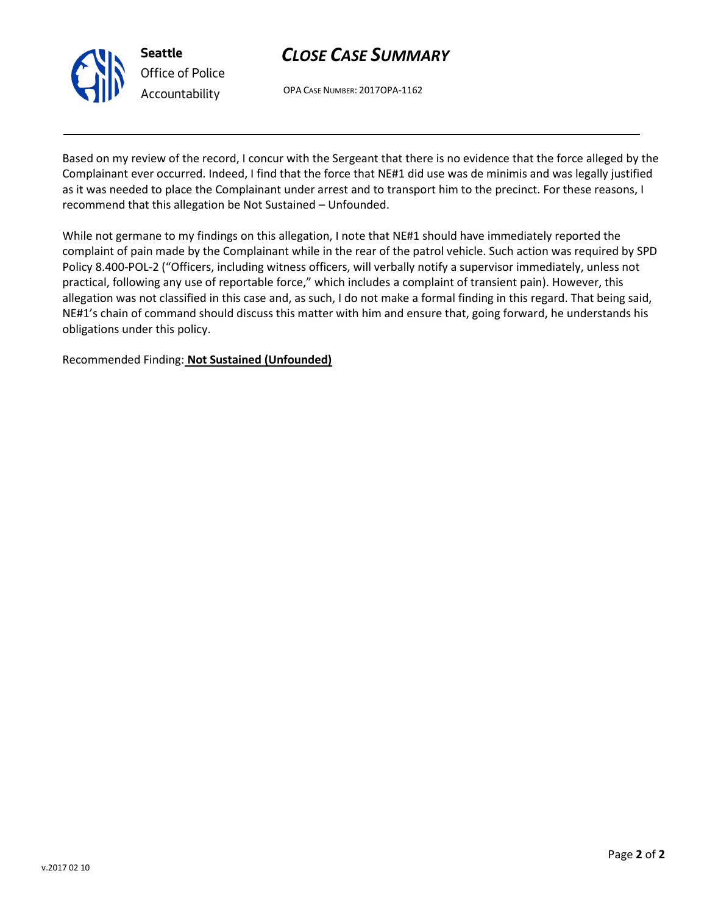Based on my review of the record, I concur with the Sergeant that there is no evidence that the force alleged by the Complainant ever occurred. Indeed, I find that the force that NE#1 did use was de minimis and was legally justified as it was needed to place the Complainant under arrest and to transport him to the precinct. For these reasons, I recommend that this allegation be Not Sustained – Unfounded.

While not germane to my findings on this allegation, I note that NE#1 should have immediately reported the complaint of pain made by the Complainant while in the rear of the patrol vehicle. Such action was required by SPD Policy 8.400-POL-2 ("Officers, including witness officers, will verbally notify a supervisor immediately, unless not practical, following any use of reportable force," which includes a complaint of transient pain). However, this allegation was not classified in this case and, as such, I do not make a formal finding in this regard. That being said, NE#1's chain of command should discuss this matter with him and ensure that, going forward, he understands his obligations under this policy.

Recommended Finding: **Not Sustained (Unfounded)**